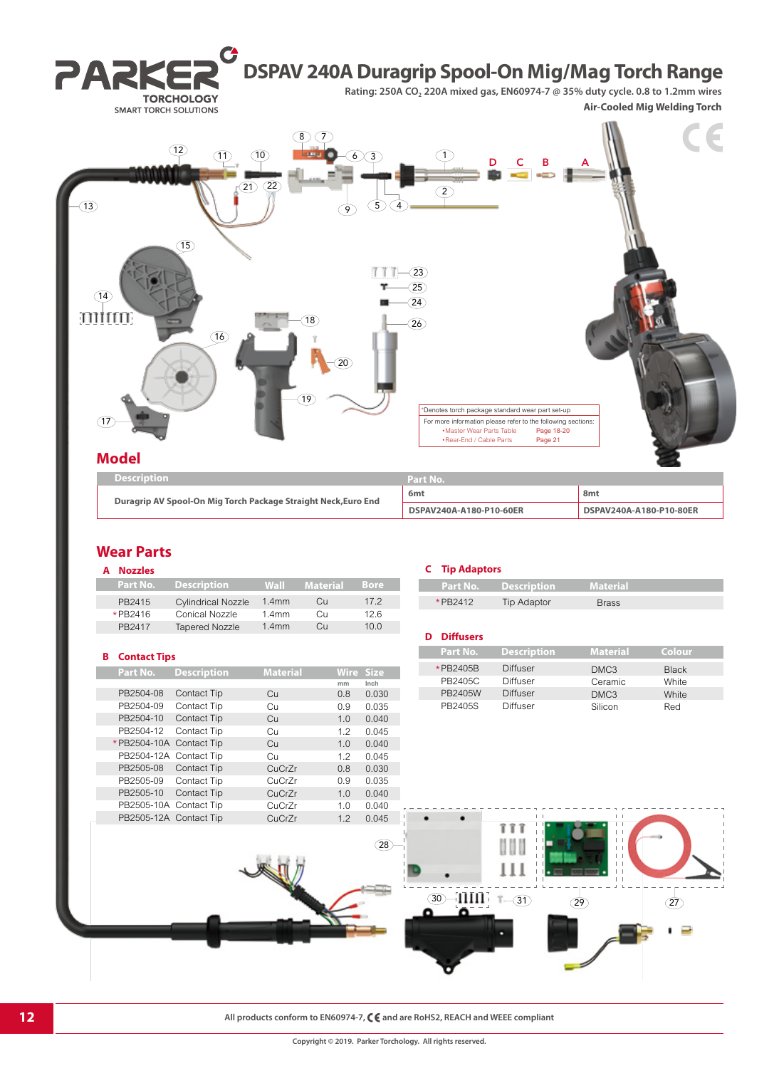# DSPAV 240A Duragrip Spool-On Mig/Mag Torch Range

PARKER TORCHOLOGY SMART TORCH SOLUTIONS

Rating: 250A $CO_2$ 220A mixed gas, EN60974-7 @ 35% duty cycle. 0.8 to 1.2mm wires

**Air-Cooled Mig Welding Torch**

*Denotes torch package standard wear part set-up

For more information please refer to the following sections:
- Master Wear Parts Table Page 18-20
- Rear-End / Cable Parts Page 21

## Model

| Description | Part No. | |
|---|---|---|
| | 6mt | 8mt |
| Duragrip AV Spool-On Mig Torch Package Straight Neck,Euro End | DSPAV240A-A180-P10-60ER | DSPAV240A-A180-P10-80ER |

## Wear Parts

### A Nozzles

| Part No. | Description | Wall | Material | Bore |
|---|---|---|---|---|
| PB2415 | Cylindrical Nozzle | 1.4mm | Cu | 17.2 |
| *PB2416 | Conical Nozzle | 1.4mm | Cu | 12.6 |
| PB2417 | Tapered Nozzle | 1.4mm | Cu | 10.0 |

### B Contact Tips

| Part No. | Description | Material | Wire mm | Size Inch |
|---|---|---|---|---|
| PB2504-08 | Contact Tip | Cu | 0.8 | 0.030 |
| PB2504-09 | Contact Tip | Cu | 0.9 | 0.035 |
| PB2504-10 | Contact Tip | Cu | 1.0 | 0.040 |
| PB2504-12 | Contact Tip | Cu | 1.2 | 0.045 |
| *PB2504-10A | Contact Tip | Cu | 1.0 | 0.040 |
| PB2504-12A | Contact Tip | Cu | 1.2 | 0.045 |
| PB2505-08 | Contact Tip | CuCrZr | 0.8 | 0.030 |
| PB2505-09 | Contact Tip | CuCrZr | 0.9 | 0.035 |
| PB2505-10 | Contact Tip | CuCrZr | 1.0 | 0.040 |
| PB2505-10A | Contact Tip | CuCrZr | 1.0 | 0.040 |
| PB2505-12A | Contact Tip | CuCrZr | 1.2 | 0.045 |

### C Tip Adaptors

| Part No. | Description | Material |
|---|---|---|
| *PB2412 | Tip Adaptor | Brass |

### D Diffusers

| Part No. | Description | Material | Colour |
|---|---|---|---|
| *PB2405B | Diffuser | DMC3 | Black |
| PB2405C | Diffuser | Ceramic | White |
| PB2405W | Diffuser | DMC3 | White |
| PB2405S | Diffuser | Silicon | Red |

All products conform to EN60974-7, CE and are RoHS2, REACH and WEEE compliant

Copyright © 2019. Parker Torchology. All rights reserved.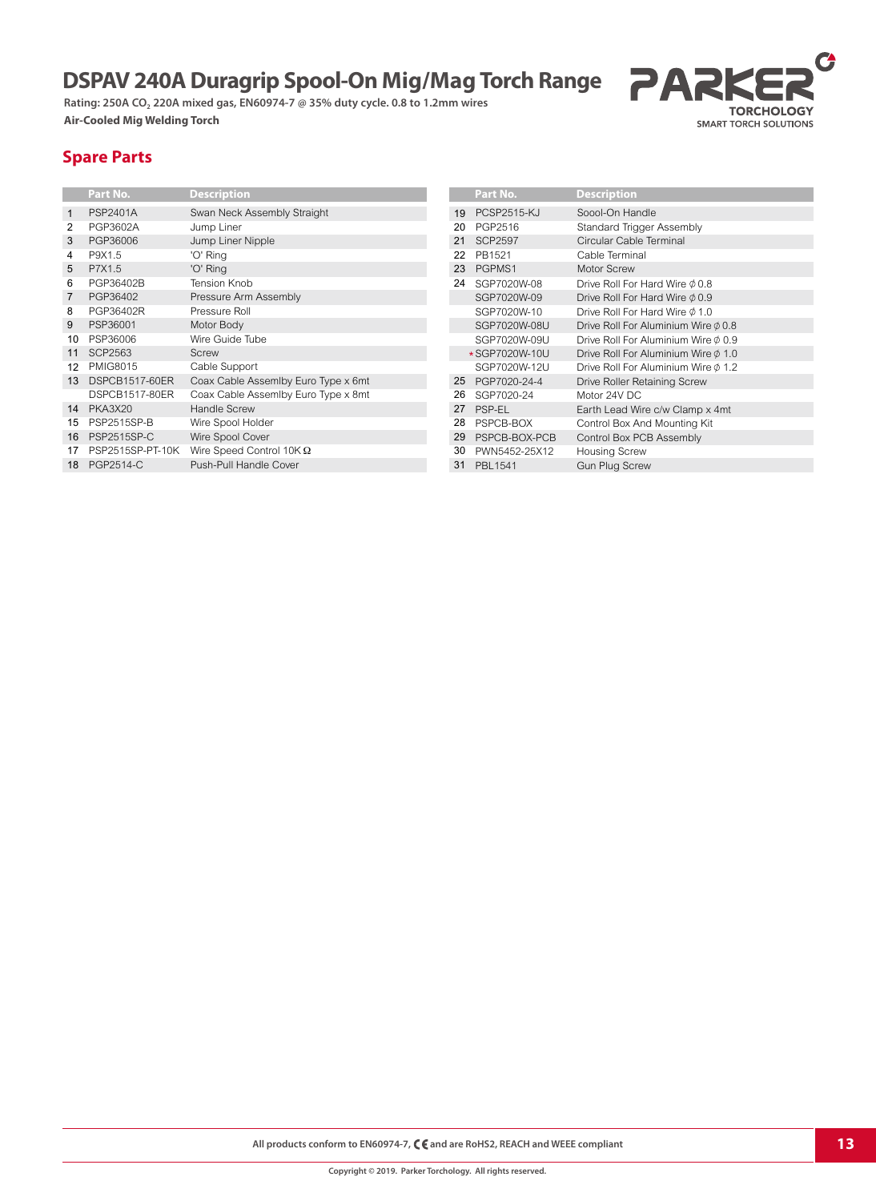# DSPAV 240A Duragrip Spool-On Mig/Mag Torch Range

**Rating: 250A $CO_2$ 220A mixed gas, EN60974-7 @ 35% duty cycle. 0.8 to 1.2mm wires**

**Air-Cooled Mig Welding Torch**

PARKER TORCHOLOGY
SMART TORCH SOLUTIONS

## Spare Parts

| | Part No. | Description |
|---|---|---|
| 1 | PSP2401A | Swan Neck Assembly Straight |
| 2 | PGP3602A | Jump Liner |
| 3 | PGP36006 | Jump Liner Nipple |
| 4 | P9X1.5 | 'O' Ring |
| 5 | P7X1.5 | 'O' Ring |
| 6 | PGP36402B | Tension Knob |
| 7 | PGP36402 | Pressure Arm Assembly |
| 8 | PGP36402R | Pressure Roll |
| 9 | PSP36001 | Motor Body |
| 10 | PSP36006 | Wire Guide Tube |
| 11 | SCP2563 | Screw |
| 12 | PMIG8015 | Cable Support |
| 13 | DSPCB1517-60ER | Coax Cable Assemlby Euro Type x 6mt |
| | DSPCB1517-80ER | Coax Cable Assemlby Euro Type x 8mt |
| 14 | PKA3X20 | Handle Screw |
| 15 | PSP2515SP-B | Wire Spool Holder |
| 16 | PSP2515SP-C | Wire Spool Cover |
| 17 | PSP2515SP-PT-10K | Wire Speed Control 10K Ω |
| 18 | PGP2514-C | Push-Pull Handle Cover |
| 19 | PCSP2515-KJ | Soool-On Handle |
| 20 | PGP2516 | Standard Trigger Assembly |
| 21 | SCP2597 | Circular Cable Terminal |
| 22 | PB1521 | Cable Terminal |
| 23 | PGPMS1 | Motor Screw |
| 24 | SGP7020W-08 | Drive Roll For Hard Wire ∅ 0.8 |
| | SGP7020W-09 | Drive Roll For Hard Wire ∅ 0.9 |
| | SGP7020W-10 | Drive Roll For Hard Wire ∅ 1.0 |
| | SGP7020W-08U | Drive Roll For Aluminium Wire ∅ 0.8 |
| | SGP7020W-09U | Drive Roll For Aluminium Wire ∅ 0.9 |
| | *SGP7020W-10U | Drive Roll For Aluminium Wire ∅ 1.0 |
| | SGP7020W-12U | Drive Roll For Aluminium Wire ∅ 1.2 |
| 25 | PGP7020-24-4 | Drive Roller Retaining Screw |
| 26 | SGP7020-24 | Motor 24V DC |
| 27 | PSP-EL | Earth Lead Wire c/w Clamp x 4mt |
| 28 | PSPCB-BOX | Control Box And Mounting Kit |
| 29 | PSPCB-BOX-PCB | Control Box PCB Assembly |
| 30 | PWN5452-25X12 | Housing Screw |
| 31 | PBL1541 | Gun Plug Screw |

All products conform to EN60974-7, CE and are RoHS2, REACH and WEEE compliant

Copyright © 2019. Parker Torchology. All rights reserved.